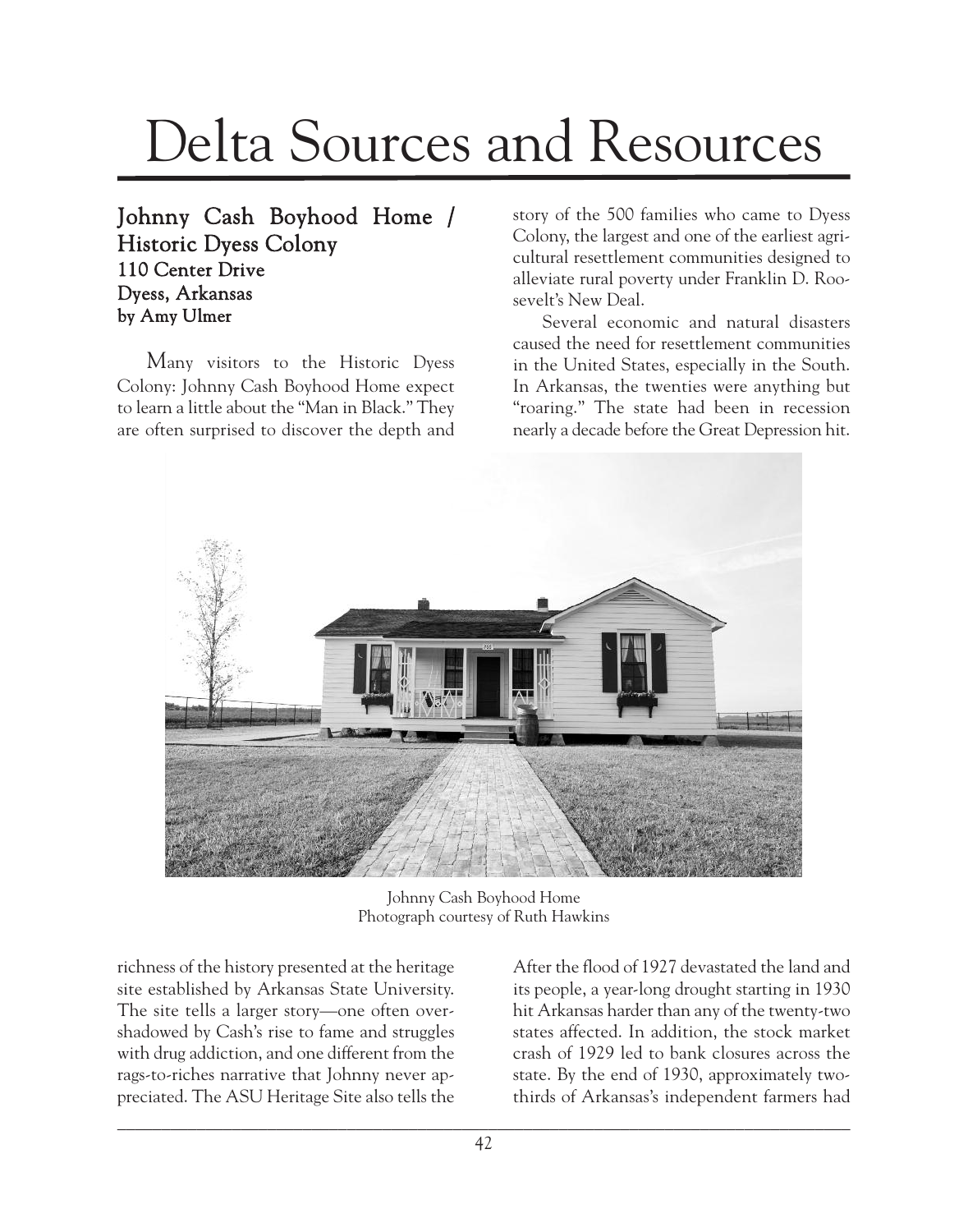# Delta Sources and Resources

## Johnny Cash Boyhood Home / Historic Dyess Colony
### 110 Center Drive
### Dyess, Arkansas
### by Amy Ulmer

Many visitors to the Historic Dyess Colony: Johnny Cash Boyhood Home expect to learn a little about the "Man in Black." They are often surprised to discover the depth and richness of the history presented at the heritage site established by Arkansas State University. The site tells a larger story—one often overshadowed by Cash's rise to fame and struggles with drug addiction, and one different from the rags-to-riches narrative that Johnny never appreciated. The ASU Heritage Site also tells the story of the 500 families who came to Dyess Colony, the largest and one of the earliest agricultural resettlement communities designed to alleviate rural poverty under Franklin D. Roosevelt's New Deal.

Johnny Cash Boyhood Home
Photograph courtesy of Ruth Hawkins

Several economic and natural disasters caused the need for resettlement communities in the United States, especially in the South. In Arkansas, the twenties were anything but "roaring." The state had been in recession nearly a decade before the Great Depression hit. After the flood of 1927 devastated the land and its people, a year-long drought starting in 1930 hit Arkansas harder than any of the twenty-two states affected. In addition, the stock market crash of 1929 led to bank closures across the state. By the end of 1930, approximately two-thirds of Arkansas's independent farmers had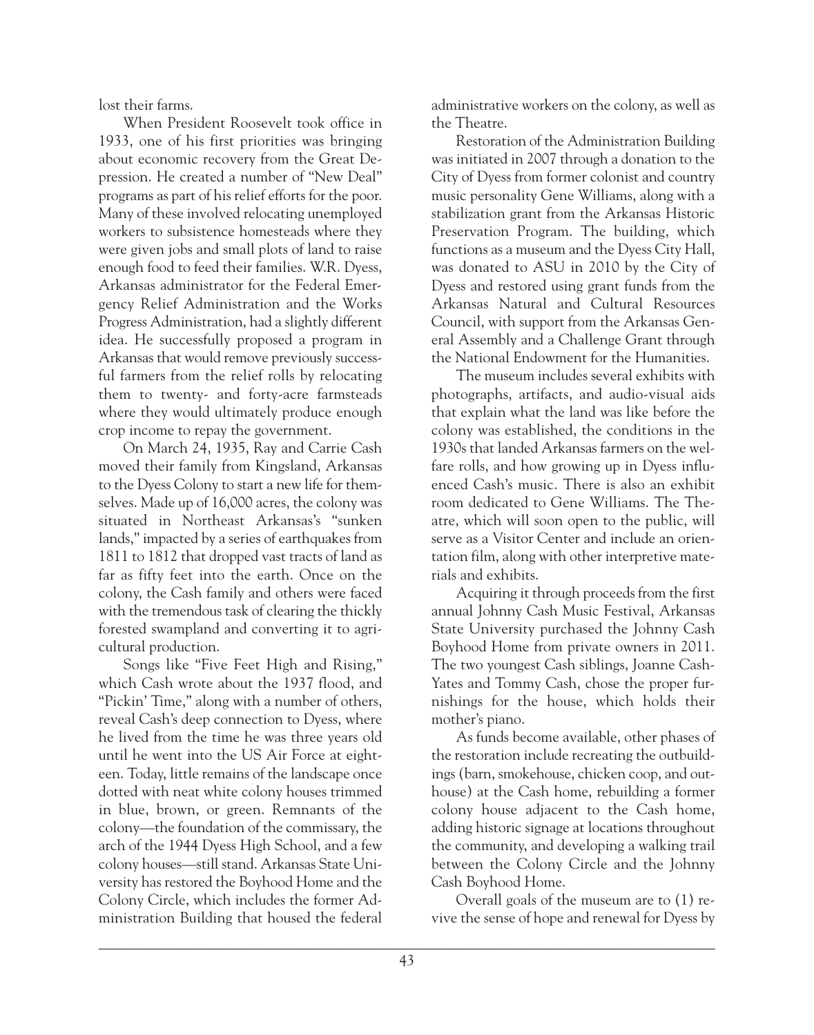lost their farms.

When President Roosevelt took office in 1933, one of his first priorities was bringing about economic recovery from the Great Depression. He created a number of "New Deal" programs as part of his relief efforts for the poor. Many of these involved relocating unemployed workers to subsistence homesteads where they were given jobs and small plots of land to raise enough food to feed their families. W.R. Dyess, Arkansas administrator for the Federal Emergency Relief Administration and the Works Progress Administration, had a slightly different idea. He successfully proposed a program in Arkansas that would remove previously successful farmers from the relief rolls by relocating them to twenty- and forty-acre farmsteads where they would ultimately produce enough crop income to repay the government.

On March 24, 1935, Ray and Carrie Cash moved their family from Kingsland, Arkansas to the Dyess Colony to start a new life for themselves. Made up of 16,000 acres, the colony was situated in Northeast Arkansas's "sunken lands," impacted by a series of earthquakes from 1811 to 1812 that dropped vast tracts of land as far as fifty feet into the earth. Once on the colony, the Cash family and others were faced with the tremendous task of clearing the thickly forested swampland and converting it to agricultural production.

Songs like "Five Feet High and Rising," which Cash wrote about the 1937 flood, and "Pickin' Time," along with a number of others, reveal Cash's deep connection to Dyess, where he lived from the time he was three years old until he went into the US Air Force at eighteen. Today, little remains of the landscape once dotted with neat white colony houses trimmed in blue, brown, or green. Remnants of the colony—the foundation of the commissary, the arch of the 1944 Dyess High School, and a few colony houses—still stand. Arkansas State University has restored the Boyhood Home and the Colony Circle, which includes the former Administration Building that housed the federal administrative workers on the colony, as well as the Theatre.

Restoration of the Administration Building was initiated in 2007 through a donation to the City of Dyess from former colonist and country music personality Gene Williams, along with a stabilization grant from the Arkansas Historic Preservation Program. The building, which functions as a museum and the Dyess City Hall, was donated to ASU in 2010 by the City of Dyess and restored using grant funds from the Arkansas Natural and Cultural Resources Council, with support from the Arkansas General Assembly and a Challenge Grant through the National Endowment for the Humanities.

The museum includes several exhibits with photographs, artifacts, and audio-visual aids that explain what the land was like before the colony was established, the conditions in the 1930s that landed Arkansas farmers on the welfare rolls, and how growing up in Dyess influenced Cash's music. There is also an exhibit room dedicated to Gene Williams. The Theatre, which will soon open to the public, will serve as a Visitor Center and include an orientation film, along with other interpretive materials and exhibits.

Acquiring it through proceeds from the first annual Johnny Cash Music Festival, Arkansas State University purchased the Johnny Cash Boyhood Home from private owners in 2011. The two youngest Cash siblings, Joanne Cash-Yates and Tommy Cash, chose the proper furnishings for the house, which holds their mother's piano.

As funds become available, other phases of the restoration include recreating the outbuildings (barn, smokehouse, chicken coop, and outhouse) at the Cash home, rebuilding a former colony house adjacent to the Cash home, adding historic signage at locations throughout the community, and developing a walking trail between the Colony Circle and the Johnny Cash Boyhood Home.

Overall goals of the museum are to (1) revive the sense of hope and renewal for Dyess by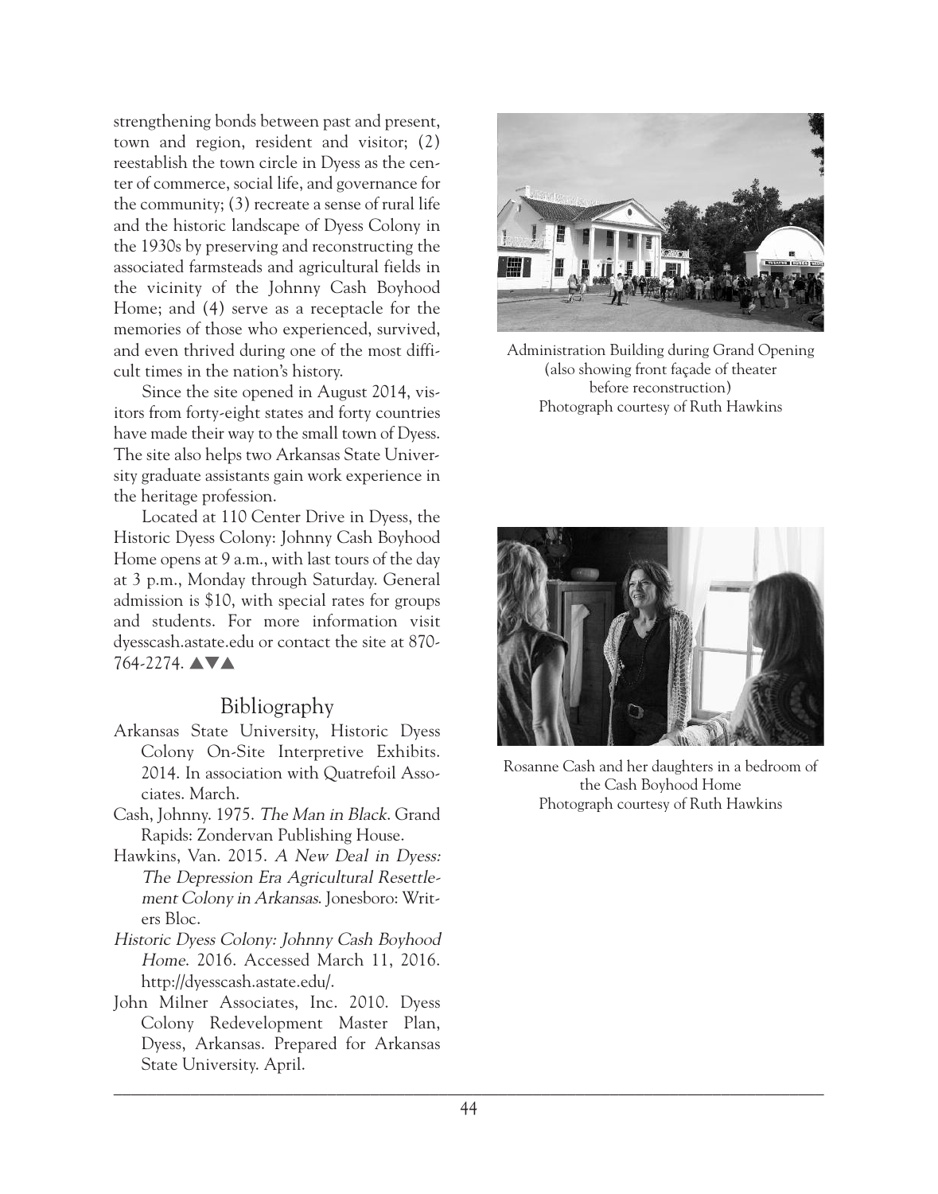strengthening bonds between past and present, town and region, resident and visitor; (2) reestablish the town circle in Dyess as the center of commerce, social life, and governance for the community; (3) recreate a sense of rural life and the historic landscape of Dyess Colony in the 1930s by preserving and reconstructing the associated farmsteads and agricultural fields in the vicinity of the Johnny Cash Boyhood Home; and (4) serve as a receptacle for the memories of those who experienced, survived, and even thrived during one of the most difficult times in the nation's history.

Since the site opened in August 2014, visitors from forty-eight states and forty countries have made their way to the small town of Dyess. The site also helps two Arkansas State University graduate assistants gain work experience in the heritage profession.

Located at 110 Center Drive in Dyess, the Historic Dyess Colony: Johnny Cash Boyhood Home opens at 9 a.m., with last tours of the day at 3 p.m., Monday through Saturday. General admission is $10, with special rates for groups and students. For more information visit dyesscash.astate.edu or contact the site at 870-764-2274. ▲▼▲

Administration Building during Grand Opening (also showing front façade of theater before reconstruction)
Photograph courtesy of Ruth Hawkins

Rosanne Cash and her daughters in a bedroom of the Cash Boyhood Home
Photograph courtesy of Ruth Hawkins

## Bibliography

Arkansas State University, Historic Dyess Colony On-Site Interpretive Exhibits. 2014. In association with Quatrefoil Associates. March.

Cash, Johnny. 1975. *The Man in Black*. Grand Rapids: Zondervan Publishing House.

Hawkins, Van. 2015. *A New Deal in Dyess: The Depression Era Agricultural Resettlement Colony in Arkansas*. Jonesboro: Writers Bloc.

*Historic Dyess Colony: Johnny Cash Boyhood Home*. 2016. Accessed March 11, 2016. http://dyesscash.astate.edu/.

John Milner Associates, Inc. 2010. Dyess Colony Redevelopment Master Plan, Dyess, Arkansas. Prepared for Arkansas State University. April.